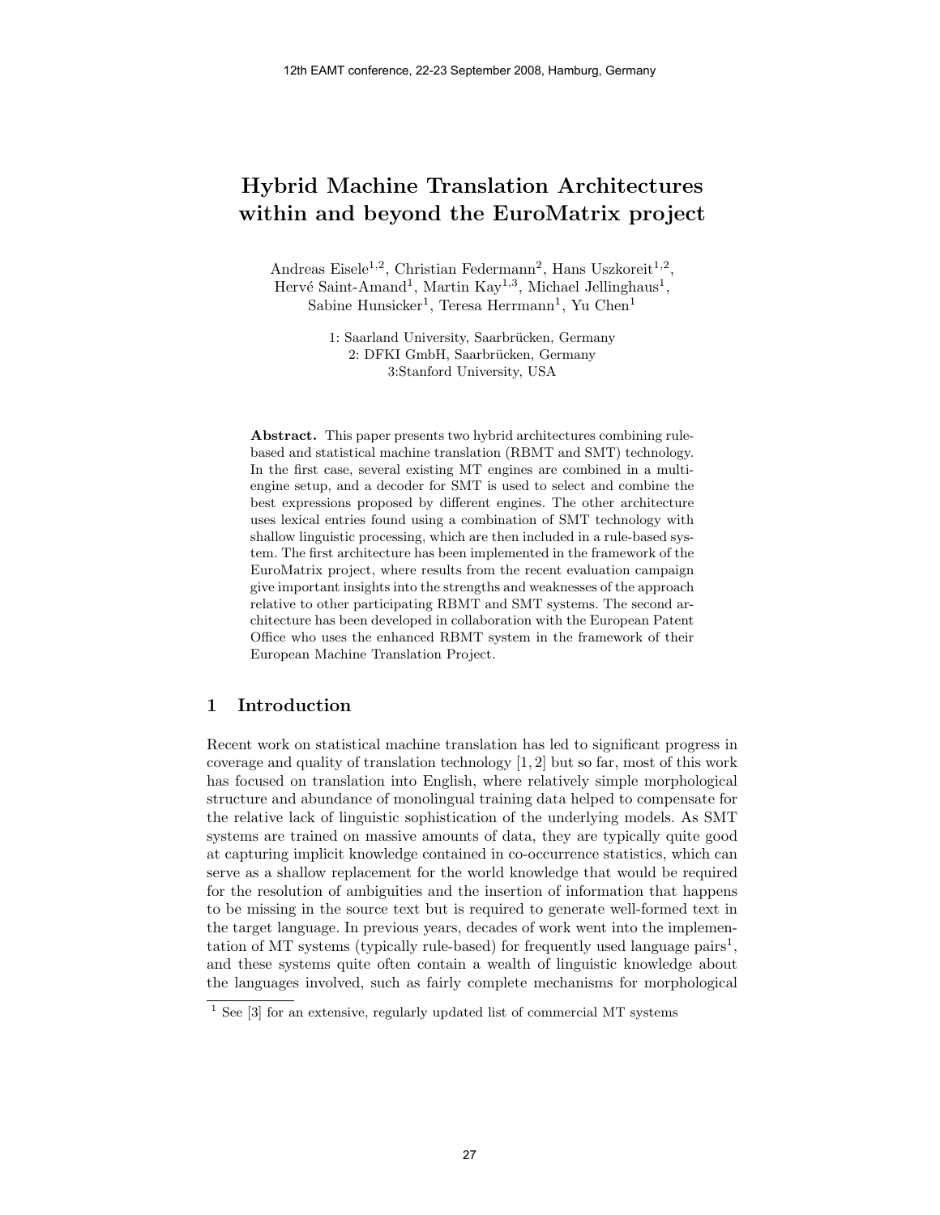# Hybrid Machine Translation Architectures within and beyond the EuroMatrix project

Andreas Eisele[1,2], Christian Federmann[2], Hans Uszkoreit[1,2], Hervé Saint-Amand[1], Martin Kay[1,3], Michael Jellinghaus[1], Sabine Hunsicker[1], Teresa Herrmann[1], Yu Chen[1]

1: Saarland University, Saarbrücken, Germany
2: DFKI GmbH, Saarbrücken, Germany
3:Stanford University, USA

**Abstract.** This paper presents two hybrid architectures combining rule-based and statistical machine translation (RBMT and SMT) technology. In the first case, several existing MT engines are combined in a multi-engine setup, and a decoder for SMT is used to select and combine the best expressions proposed by different engines. The other architecture uses lexical entries found using a combination of SMT technology with shallow linguistic processing, which are then included in a rule-based system. The first architecture has been implemented in the framework of the EuroMatrix project, where results from the recent evaluation campaign give important insights into the strengths and weaknesses of the approach relative to other participating RBMT and SMT systems. The second architecture has been developed in collaboration with the European Patent Office who uses the enhanced RBMT system in the framework of their European Machine Translation Project.

## 1 Introduction

Recent work on statistical machine translation has led to significant progress in coverage and quality of translation technology [1, 2] but so far, most of this work has focused on translation into English, where relatively simple morphological structure and abundance of monolingual training data helped to compensate for the relative lack of linguistic sophistication of the underlying models. As SMT systems are trained on massive amounts of data, they are typically quite good at capturing implicit knowledge contained in co-occurrence statistics, which can serve as a shallow replacement for the world knowledge that would be required for the resolution of ambiguities and the insertion of information that happens to be missing in the source text but is required to generate well-formed text in the target language. In previous years, decades of work went into the implementation of MT systems (typically rule-based) for frequently used language pairs[1], and these systems quite often contain a wealth of linguistic knowledge about the languages involved, such as fairly complete mechanisms for morphological

[1] See [3] for an extensive, regularly updated list of commercial MT systems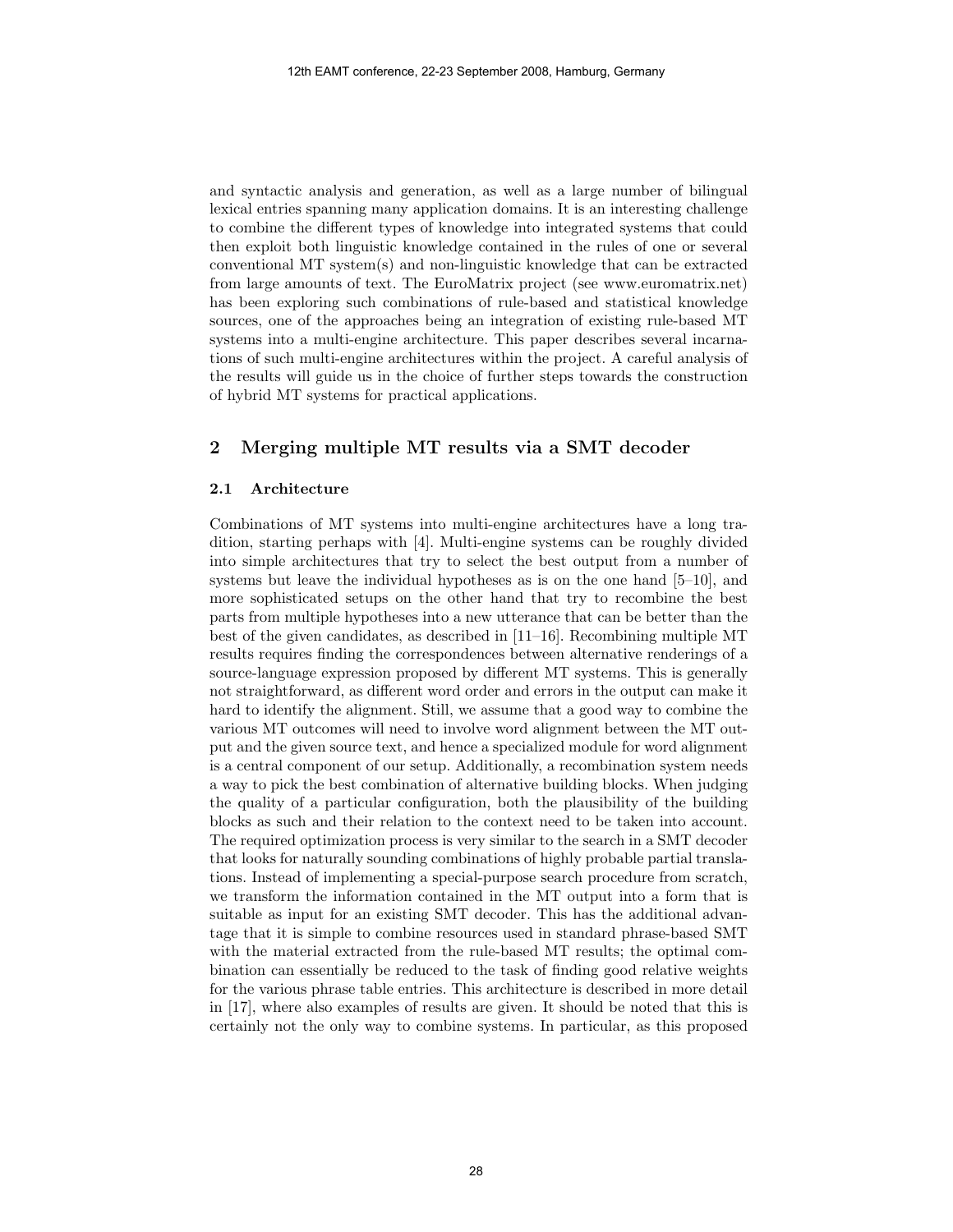and syntactic analysis and generation, as well as a large number of bilingual lexical entries spanning many application domains. It is an interesting challenge to combine the different types of knowledge into integrated systems that could then exploit both linguistic knowledge contained in the rules of one or several conventional MT system(s) and non-linguistic knowledge that can be extracted from large amounts of text. The EuroMatrix project (see www.euromatrix.net) has been exploring such combinations of rule-based and statistical knowledge sources, one of the approaches being an integration of existing rule-based MT systems into a multi-engine architecture. This paper describes several incarnations of such multi-engine architectures within the project. A careful analysis of the results will guide us in the choice of further steps towards the construction of hybrid MT systems for practical applications.

## 2 Merging multiple MT results via a SMT decoder

### 2.1 Architecture

Combinations of MT systems into multi-engine architectures have a long tradition, starting perhaps with [4]. Multi-engine systems can be roughly divided into simple architectures that try to select the best output from a number of systems but leave the individual hypotheses as is on the one hand [5–10], and more sophisticated setups on the other hand that try to recombine the best parts from multiple hypotheses into a new utterance that can be better than the best of the given candidates, as described in [11–16]. Recombining multiple MT results requires finding the correspondences between alternative renderings of a source-language expression proposed by different MT systems. This is generally not straightforward, as different word order and errors in the output can make it hard to identify the alignment. Still, we assume that a good way to combine the various MT outcomes will need to involve word alignment between the MT output and the given source text, and hence a specialized module for word alignment is a central component of our setup. Additionally, a recombination system needs a way to pick the best combination of alternative building blocks. When judging the quality of a particular configuration, both the plausibility of the building blocks as such and their relation to the context need to be taken into account. The required optimization process is very similar to the search in a SMT decoder that looks for naturally sounding combinations of highly probable partial translations. Instead of implementing a special-purpose search procedure from scratch, we transform the information contained in the MT output into a form that is suitable as input for an existing SMT decoder. This has the additional advantage that it is simple to combine resources used in standard phrase-based SMT with the material extracted from the rule-based MT results; the optimal combination can essentially be reduced to the task of finding good relative weights for the various phrase table entries. This architecture is described in more detail in [17], where also examples of results are given. It should be noted that this is certainly not the only way to combine systems. In particular, as this proposed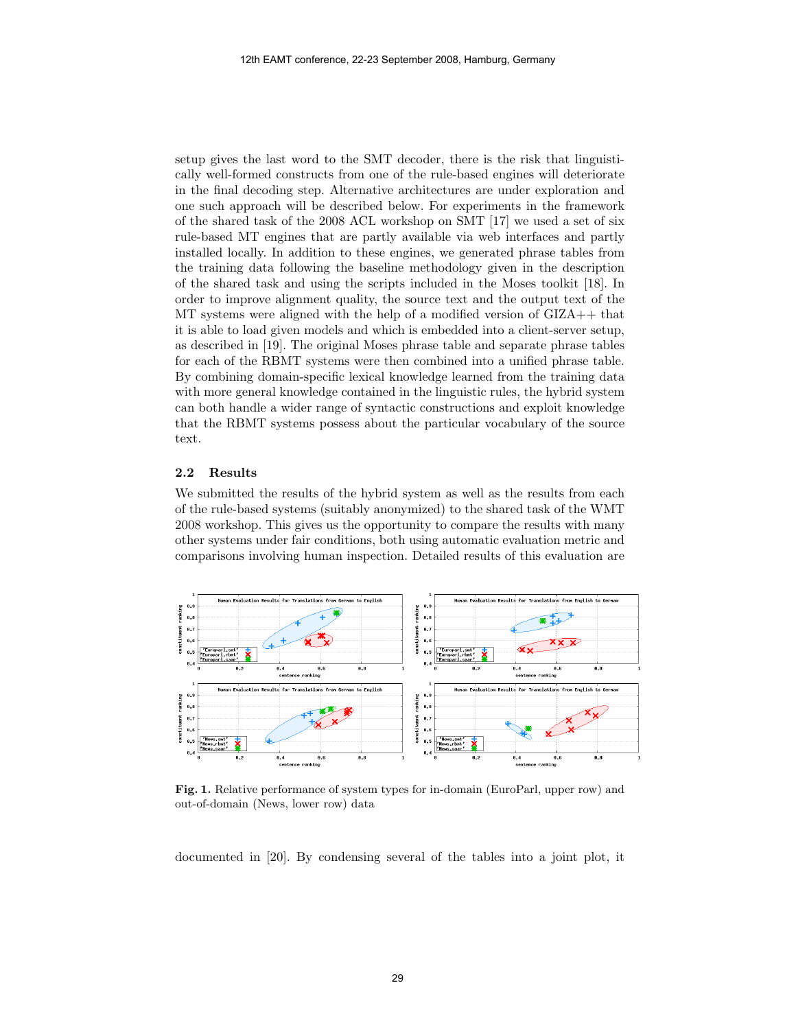setup gives the last word to the SMT decoder, there is the risk that linguistically well-formed constructs from one of the rule-based engines will deteriorate in the final decoding step. Alternative architectures are under exploration and one such approach will be described below. For experiments in the framework of the shared task of the 2008 ACL workshop on SMT [17] we used a set of six rule-based MT engines that are partly available via web interfaces and partly installed locally. In addition to these engines, we generated phrase tables from the training data following the baseline methodology given in the description of the shared task and using the scripts included in the Moses toolkit [18]. In order to improve alignment quality, the source text and the output text of the MT systems were aligned with the help of a modified version of GIZA++ that it is able to load given models and which is embedded into a client-server setup, as described in [19]. The original Moses phrase table and separate phrase tables for each of the RBMT systems were then combined into a unified phrase table. By combining domain-specific lexical knowledge learned from the training data with more general knowledge contained in the linguistic rules, the hybrid system can both handle a wider range of syntactic constructions and exploit knowledge that the RBMT systems possess about the particular vocabulary of the source text.

### 2.2 Results

We submitted the results of the hybrid system as well as the results from each of the rule-based systems (suitably anonymized) to the shared task of the WMT 2008 workshop. This gives us the opportunity to compare the results with many other systems under fair conditions, both using automatic evaluation metric and comparisons involving human inspection. Detailed results of this evaluation are

**Fig. 1.** Relative performance of system types for in-domain (EuroParl, upper row) and out-of-domain (News, lower row) data

documented in [20]. By condensing several of the tables into a joint plot, it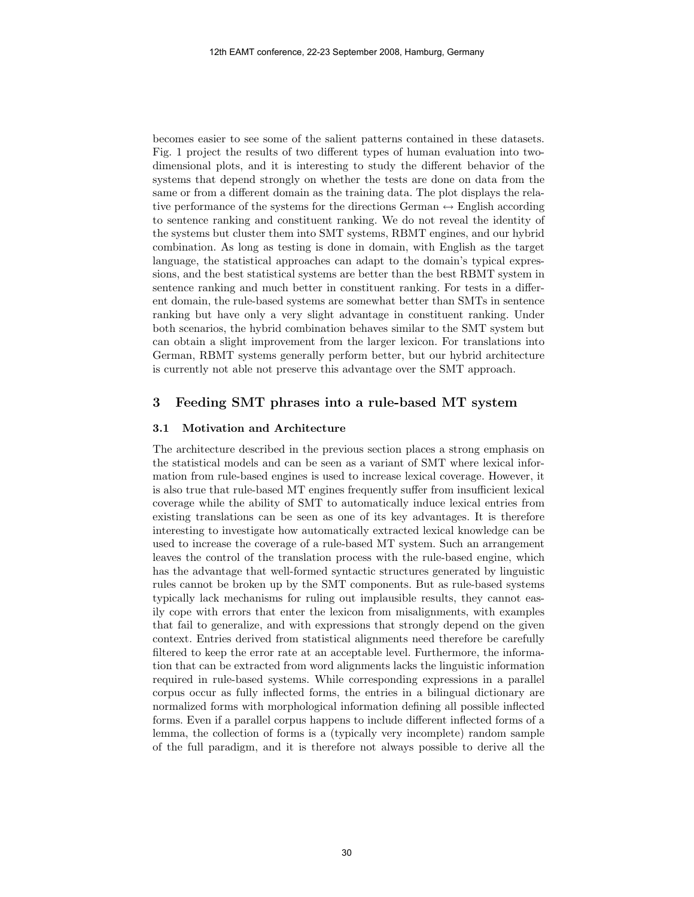becomes easier to see some of the salient patterns contained in these datasets. Fig. 1 project the results of two different types of human evaluation into two-dimensional plots, and it is interesting to study the different behavior of the systems that depend strongly on whether the tests are done on data from the same or from a different domain as the training data. The plot displays the relative performance of the systems for the directions German $\leftrightarrow$ English according to sentence ranking and constituent ranking. We do not reveal the identity of the systems but cluster them into SMT systems, RBMT engines, and our hybrid combination. As long as testing is done in domain, with English as the target language, the statistical approaches can adapt to the domain's typical expressions, and the best statistical systems are better than the best RBMT system in sentence ranking and much better in constituent ranking. For tests in a different domain, the rule-based systems are somewhat better than SMTs in sentence ranking but have only a very slight advantage in constituent ranking. Under both scenarios, the hybrid combination behaves similar to the SMT system but can obtain a slight improvement from the larger lexicon. For translations into German, RBMT systems generally perform better, but our hybrid architecture is currently not able not preserve this advantage over the SMT approach.

## 3 Feeding SMT phrases into a rule-based MT system

### 3.1 Motivation and Architecture

The architecture described in the previous section places a strong emphasis on the statistical models and can be seen as a variant of SMT where lexical information from rule-based engines is used to increase lexical coverage. However, it is also true that rule-based MT engines frequently suffer from insufficient lexical coverage while the ability of SMT to automatically induce lexical entries from existing translations can be seen as one of its key advantages. It is therefore interesting to investigate how automatically extracted lexical knowledge can be used to increase the coverage of a rule-based MT system. Such an arrangement leaves the control of the translation process with the rule-based engine, which has the advantage that well-formed syntactic structures generated by linguistic rules cannot be broken up by the SMT components. But as rule-based systems typically lack mechanisms for ruling out implausible results, they cannot easily cope with errors that enter the lexicon from misalignments, with examples that fail to generalize, and with expressions that strongly depend on the given context. Entries derived from statistical alignments need therefore be carefully filtered to keep the error rate at an acceptable level. Furthermore, the information that can be extracted from word alignments lacks the linguistic information required in rule-based systems. While corresponding expressions in a parallel corpus occur as fully inflected forms, the entries in a bilingual dictionary are normalized forms with morphological information defining all possible inflected forms. Even if a parallel corpus happens to include different inflected forms of a lemma, the collection of forms is a (typically very incomplete) random sample of the full paradigm, and it is therefore not always possible to derive all the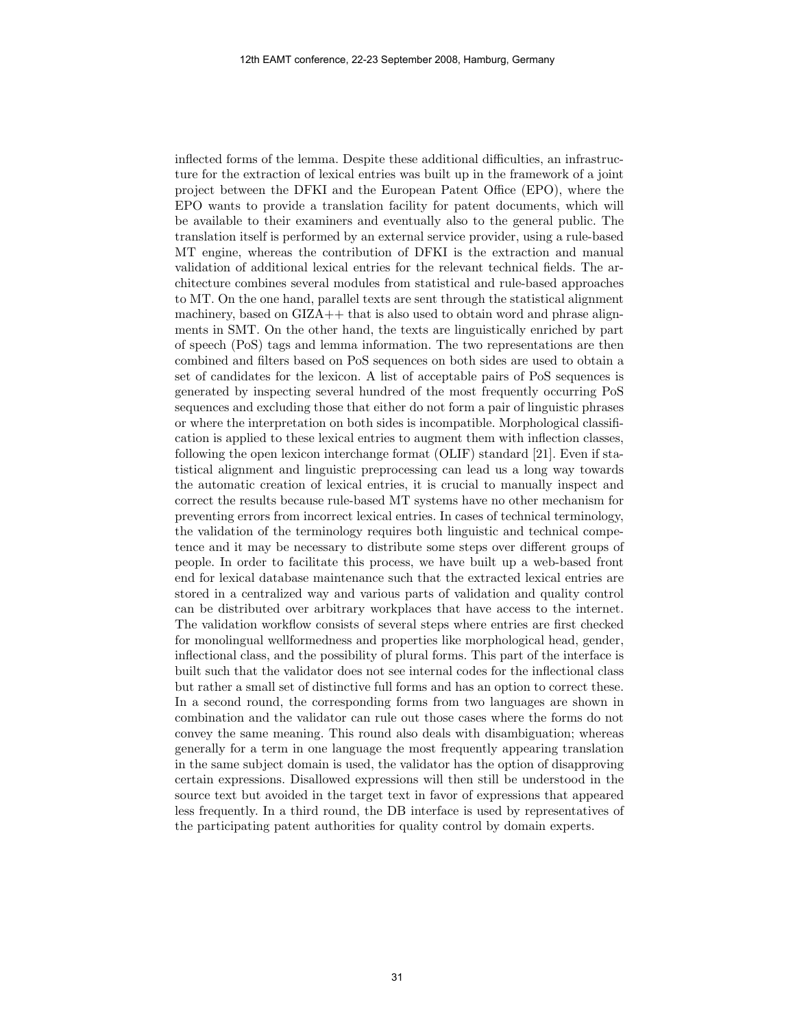inflected forms of the lemma. Despite these additional difficulties, an infrastructure for the extraction of lexical entries was built up in the framework of a joint project between the DFKI and the European Patent Office (EPO), where the EPO wants to provide a translation facility for patent documents, which will be available to their examiners and eventually also to the general public. The translation itself is performed by an external service provider, using a rule-based MT engine, whereas the contribution of DFKI is the extraction and manual validation of additional lexical entries for the relevant technical fields. The architecture combines several modules from statistical and rule-based approaches to MT. On the one hand, parallel texts are sent through the statistical alignment machinery, based on GIZA++ that is also used to obtain word and phrase alignments in SMT. On the other hand, the texts are linguistically enriched by part of speech (PoS) tags and lemma information. The two representations are then combined and filters based on PoS sequences on both sides are used to obtain a set of candidates for the lexicon. A list of acceptable pairs of PoS sequences is generated by inspecting several hundred of the most frequently occurring PoS sequences and excluding those that either do not form a pair of linguistic phrases or where the interpretation on both sides is incompatible. Morphological classification is applied to these lexical entries to augment them with inflection classes, following the open lexicon interchange format (OLIF) standard [21]. Even if statistical alignment and linguistic preprocessing can lead us a long way towards the automatic creation of lexical entries, it is crucial to manually inspect and correct the results because rule-based MT systems have no other mechanism for preventing errors from incorrect lexical entries. In cases of technical terminology, the validation of the terminology requires both linguistic and technical competence and it may be necessary to distribute some steps over different groups of people. In order to facilitate this process, we have built up a web-based front end for lexical database maintenance such that the extracted lexical entries are stored in a centralized way and various parts of validation and quality control can be distributed over arbitrary workplaces that have access to the internet. The validation workflow consists of several steps where entries are first checked for monolingual wellformedness and properties like morphological head, gender, inflectional class, and the possibility of plural forms. This part of the interface is built such that the validator does not see internal codes for the inflectional class but rather a small set of distinctive full forms and has an option to correct these. In a second round, the corresponding forms from two languages are shown in combination and the validator can rule out those cases where the forms do not convey the same meaning. This round also deals with disambiguation; whereas generally for a term in one language the most frequently appearing translation in the same subject domain is used, the validator has the option of disapproving certain expressions. Disallowed expressions will then still be understood in the source text but avoided in the target text in favor of expressions that appeared less frequently. In a third round, the DB interface is used by representatives of the participating patent authorities for quality control by domain experts.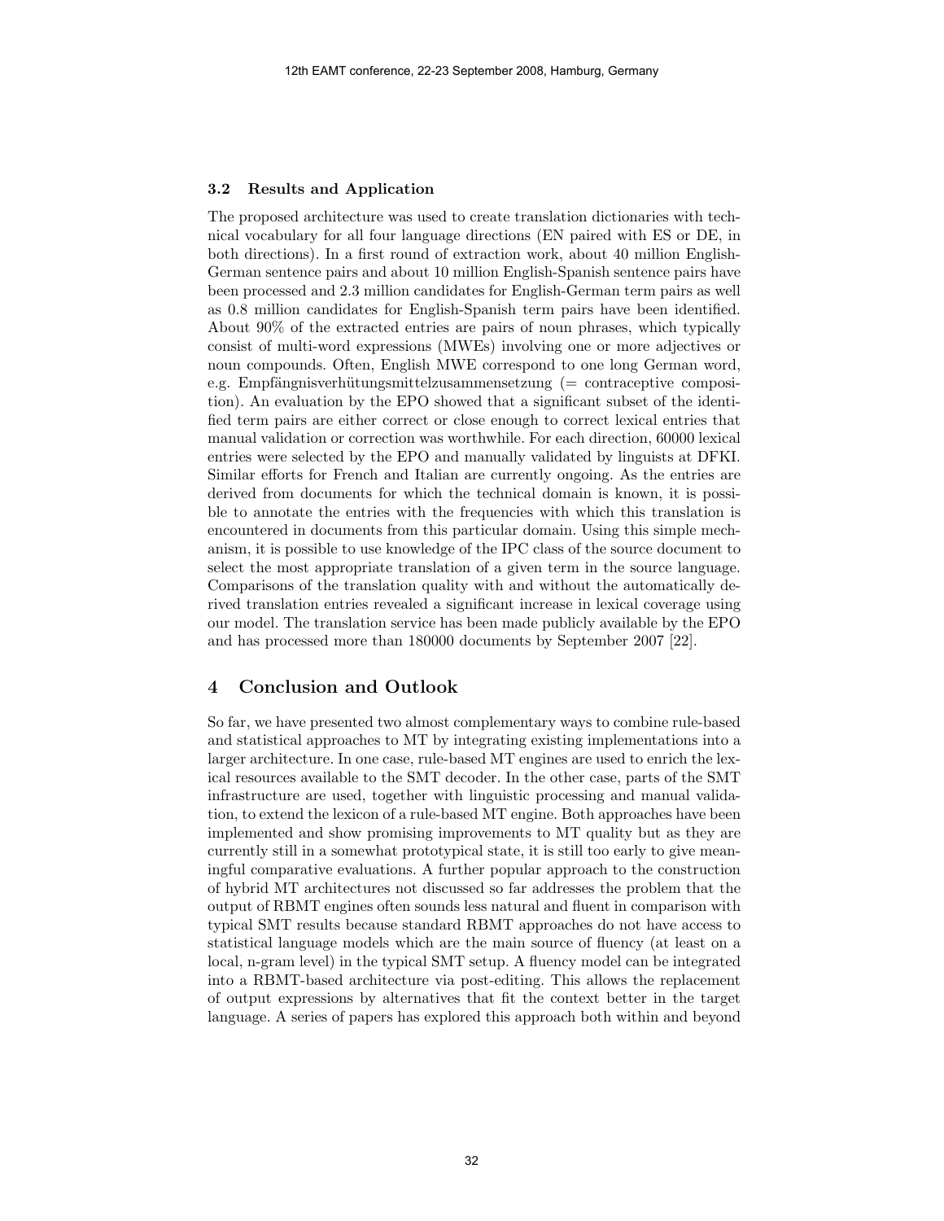### 3.2 Results and Application

The proposed architecture was used to create translation dictionaries with technical vocabulary for all four language directions (EN paired with ES or DE, in both directions). In a first round of extraction work, about 40 million English-German sentence pairs and about 10 million English-Spanish sentence pairs have been processed and 2.3 million candidates for English-German term pairs as well as 0.8 million candidates for English-Spanish term pairs have been identified. About 90% of the extracted entries are pairs of noun phrases, which typically consist of multi-word expressions (MWEs) involving one or more adjectives or noun compounds. Often, English MWE correspond to one long German word, e.g. Empfängnisverhütungsmittelzusammensetzung (= contraceptive composition). An evaluation by the EPO showed that a significant subset of the identified term pairs are either correct or close enough to correct lexical entries that manual validation or correction was worthwhile. For each direction, 60000 lexical entries were selected by the EPO and manually validated by linguists at DFKI. Similar efforts for French and Italian are currently ongoing. As the entries are derived from documents for which the technical domain is known, it is possible to annotate the entries with the frequencies with which this translation is encountered in documents from this particular domain. Using this simple mechanism, it is possible to use knowledge of the IPC class of the source document to select the most appropriate translation of a given term in the source language. Comparisons of the translation quality with and without the automatically derived translation entries revealed a significant increase in lexical coverage using our model. The translation service has been made publicly available by the EPO and has processed more than 180000 documents by September 2007 [22].

## 4 Conclusion and Outlook

So far, we have presented two almost complementary ways to combine rule-based and statistical approaches to MT by integrating existing implementations into a larger architecture. In one case, rule-based MT engines are used to enrich the lexical resources available to the SMT decoder. In the other case, parts of the SMT infrastructure are used, together with linguistic processing and manual validation, to extend the lexicon of a rule-based MT engine. Both approaches have been implemented and show promising improvements to MT quality but as they are currently still in a somewhat prototypical state, it is still too early to give meaningful comparative evaluations. A further popular approach to the construction of hybrid MT architectures not discussed so far addresses the problem that the output of RBMT engines often sounds less natural and fluent in comparison with typical SMT results because standard RBMT approaches do not have access to statistical language models which are the main source of fluency (at least on a local, n-gram level) in the typical SMT setup. A fluency model can be integrated into a RBMT-based architecture via post-editing. This allows the replacement of output expressions by alternatives that fit the context better in the target language. A series of papers has explored this approach both within and beyond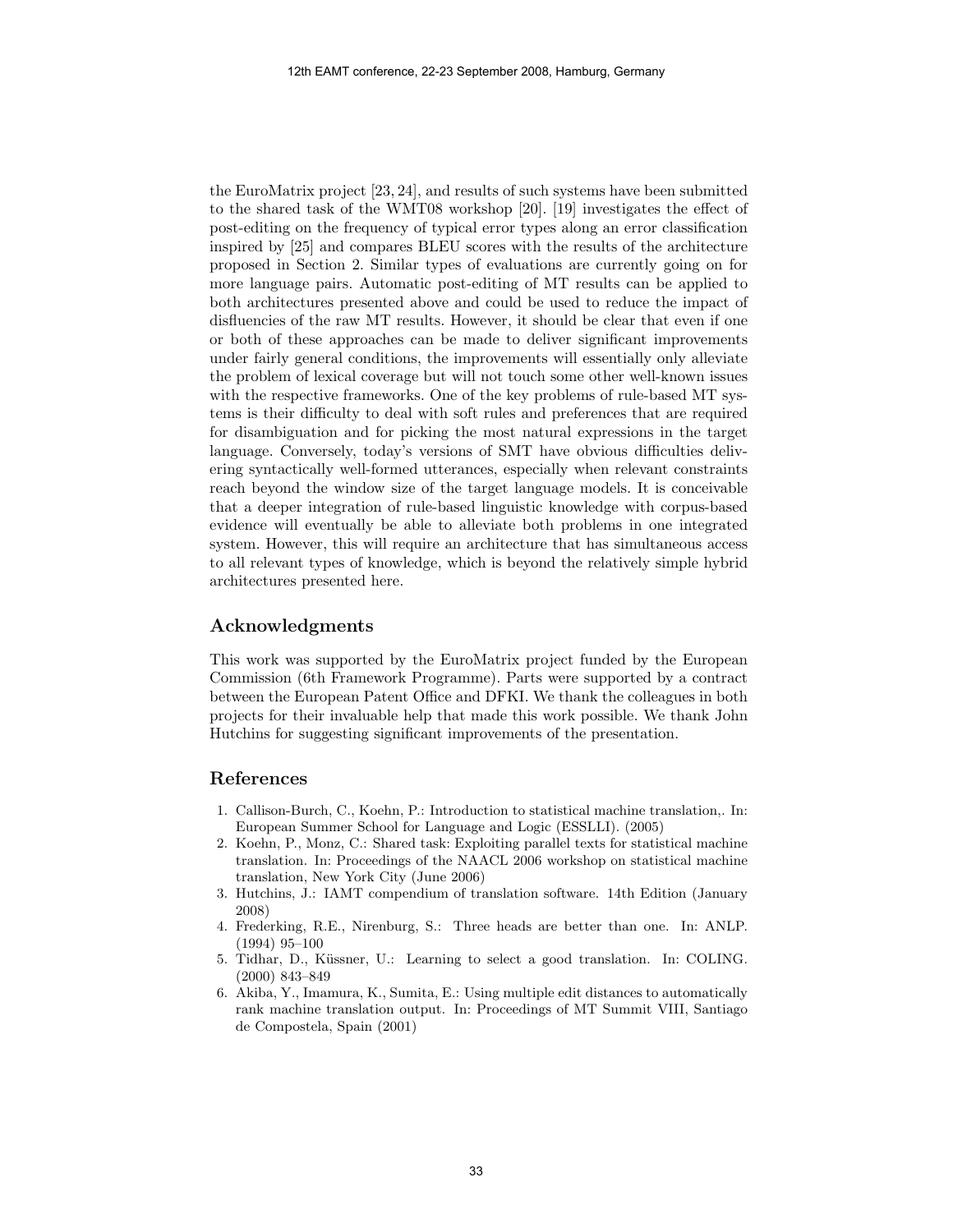the EuroMatrix project [23, 24], and results of such systems have been submitted to the shared task of the WMT08 workshop [20]. [19] investigates the effect of post-editing on the frequency of typical error types along an error classification inspired by [25] and compares BLEU scores with the results of the architecture proposed in Section 2. Similar types of evaluations are currently going on for more language pairs. Automatic post-editing of MT results can be applied to both architectures presented above and could be used to reduce the impact of disfluencies of the raw MT results. However, it should be clear that even if one or both of these approaches can be made to deliver significant improvements under fairly general conditions, the improvements will essentially only alleviate the problem of lexical coverage but will not touch some other well-known issues with the respective frameworks. One of the key problems of rule-based MT systems is their difficulty to deal with soft rules and preferences that are required for disambiguation and for picking the most natural expressions in the target language. Conversely, today's versions of SMT have obvious difficulties delivering syntactically well-formed utterances, especially when relevant constraints reach beyond the window size of the target language models. It is conceivable that a deeper integration of rule-based linguistic knowledge with corpus-based evidence will eventually be able to alleviate both problems in one integrated system. However, this will require an architecture that has simultaneous access to all relevant types of knowledge, which is beyond the relatively simple hybrid architectures presented here.

## Acknowledgments

This work was supported by the EuroMatrix project funded by the European Commission (6th Framework Programme). Parts were supported by a contract between the European Patent Office and DFKI. We thank the colleagues in both projects for their invaluable help that made this work possible. We thank John Hutchins for suggesting significant improvements of the presentation.

## References

1. Callison-Burch, C., Koehn, P.: Introduction to statistical machine translation,. In: European Summer School for Language and Logic (ESSLLI). (2005)
2. Koehn, P., Monz, C.: Shared task: Exploiting parallel texts for statistical machine translation. In: Proceedings of the NAACL 2006 workshop on statistical machine translation, New York City (June 2006)
3. Hutchins, J.: IAMT compendium of translation software. 14th Edition (January 2008)
4. Frederking, R.E., Nirenburg, S.: Three heads are better than one. In: ANLP. (1994) 95–100
5. Tidhar, D., Küssner, U.: Learning to select a good translation. In: COLING. (2000) 843–849
6. Akiba, Y., Imamura, K., Sumita, E.: Using multiple edit distances to automatically rank machine translation output. In: Proceedings of MT Summit VIII, Santiago de Compostela, Spain (2001)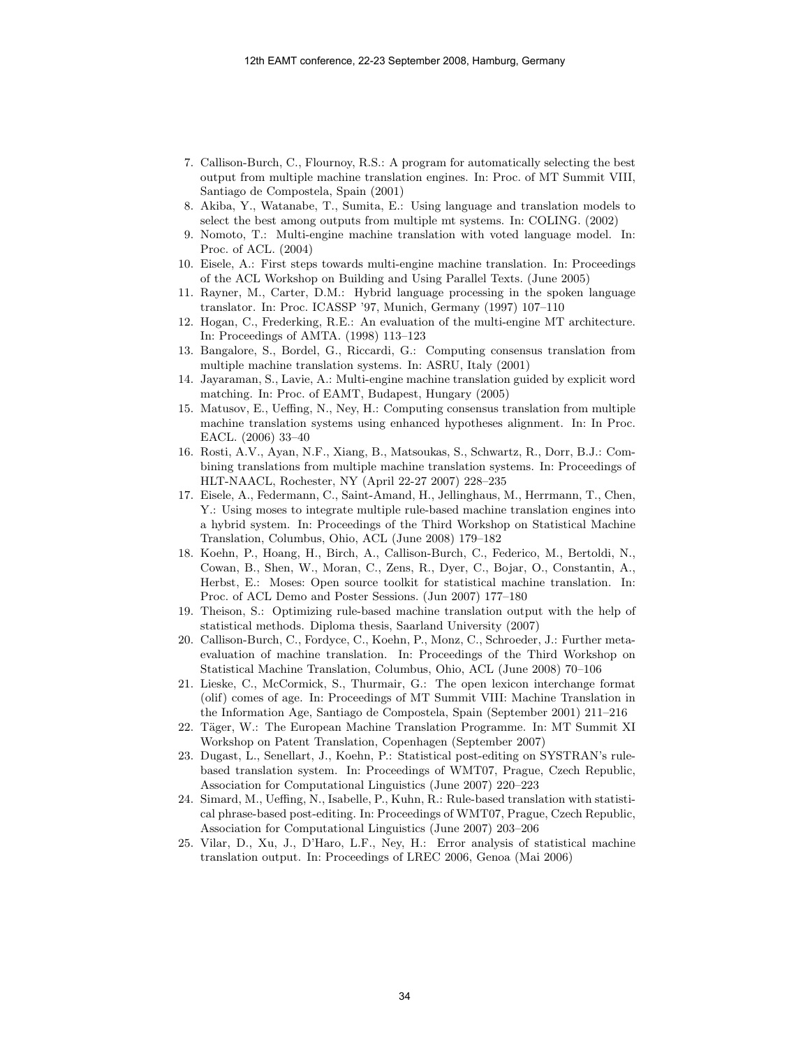7. Callison-Burch, C., Flournoy, R.S.: A program for automatically selecting the best output from multiple machine translation engines. In: Proc. of MT Summit VIII, Santiago de Compostela, Spain (2001)
8. Akiba, Y., Watanabe, T., Sumita, E.: Using language and translation models to select the best among outputs from multiple mt systems. In: COLING. (2002)
9. Nomoto, T.: Multi-engine machine translation with voted language model. In: Proc. of ACL. (2004)
10. Eisele, A.: First steps towards multi-engine machine translation. In: Proceedings of the ACL Workshop on Building and Using Parallel Texts. (June 2005)
11. Rayner, M., Carter, D.M.: Hybrid language processing in the spoken language translator. In: Proc. ICASSP '97, Munich, Germany (1997) 107–110
12. Hogan, C., Frederking, R.E.: An evaluation of the multi-engine MT architecture. In: Proceedings of AMTA. (1998) 113–123
13. Bangalore, S., Bordel, G., Riccardi, G.: Computing consensus translation from multiple machine translation systems. In: ASRU, Italy (2001)
14. Jayaraman, S., Lavie, A.: Multi-engine machine translation guided by explicit word matching. In: Proc. of EAMT, Budapest, Hungary (2005)
15. Matusov, E., Ueffing, N., Ney, H.: Computing consensus translation from multiple machine translation systems using enhanced hypotheses alignment. In: In Proc. EACL. (2006) 33–40
16. Rosti, A.V., Ayan, N.F., Xiang, B., Matsoukas, S., Schwartz, R., Dorr, B.J.: Combining translations from multiple machine translation systems. In: Proceedings of HLT-NAACL, Rochester, NY (April 22-27 2007) 228–235
17. Eisele, A., Federmann, C., Saint-Amand, H., Jellinghaus, M., Herrmann, T., Chen, Y.: Using moses to integrate multiple rule-based machine translation engines into a hybrid system. In: Proceedings of the Third Workshop on Statistical Machine Translation, Columbus, Ohio, ACL (June 2008) 179–182
18. Koehn, P., Hoang, H., Birch, A., Callison-Burch, C., Federico, M., Bertoldi, N., Cowan, B., Shen, W., Moran, C., Zens, R., Dyer, C., Bojar, O., Constantin, A., Herbst, E.: Moses: Open source toolkit for statistical machine translation. In: Proc. of ACL Demo and Poster Sessions. (Jun 2007) 177–180
19. Theison, S.: Optimizing rule-based machine translation output with the help of statistical methods. Diploma thesis, Saarland University (2007)
20. Callison-Burch, C., Fordyce, C., Koehn, P., Monz, C., Schroeder, J.: Further meta-evaluation of machine translation. In: Proceedings of the Third Workshop on Statistical Machine Translation, Columbus, Ohio, ACL (June 2008) 70–106
21. Lieske, C., McCormick, S., Thurmair, G.: The open lexicon interchange format (olif) comes of age. In: Proceedings of MT Summit VIII: Machine Translation in the Information Age, Santiago de Compostela, Spain (September 2001) 211–216
22. Täger, W.: The European Machine Translation Programme. In: MT Summit XI Workshop on Patent Translation, Copenhagen (September 2007)
23. Dugast, L., Senellart, J., Koehn, P.: Statistical post-editing on SYSTRAN's rule-based translation system. In: Proceedings of WMT07, Prague, Czech Republic, Association for Computational Linguistics (June 2007) 220–223
24. Simard, M., Ueffing, N., Isabelle, P., Kuhn, R.: Rule-based translation with statistical phrase-based post-editing. In: Proceedings of WMT07, Prague, Czech Republic, Association for Computational Linguistics (June 2007) 203–206
25. Vilar, D., Xu, J., D'Haro, L.F., Ney, H.: Error analysis of statistical machine translation output. In: Proceedings of LREC 2006, Genoa (Mai 2006)